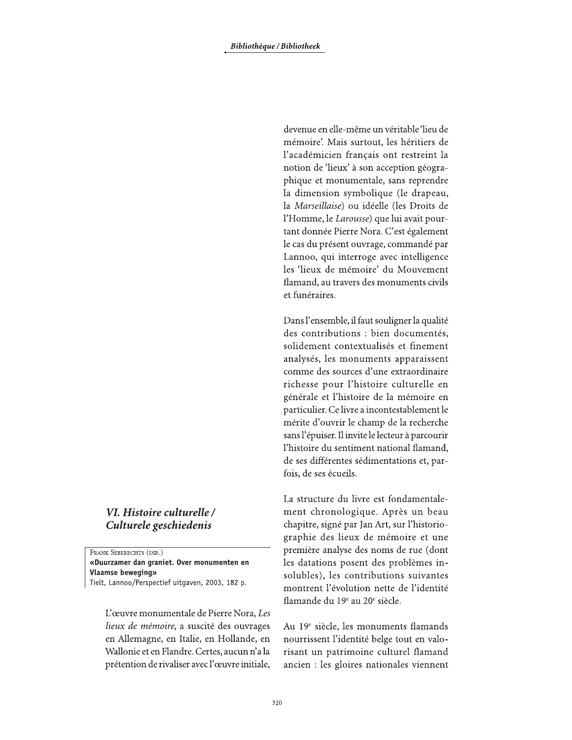## VI. Histoire culturelle / Culturele geschiedenis

Frank Seberechts (dir.)
**«Duurzamer dan graniet. Over monumenten en Vlaamse beweging»**
Tielt, Lannoo/Perspectief uitgaven, 2003, 182 p.

L'œuvre monumentale de Pierre Nora, *Les lieux de mémoire*, a suscité des ouvrages en Allemagne, en Italie, en Hollande, en Wallonie et en Flandre. Certes, aucun n'a la prétention de rivaliser avec l'œuvre initiale, devenue en elle-même un véritable 'lieu de mémoire'. Mais surtout, les héritiers de l'académicien français ont restreint la notion de 'lieux' à son acception géographique et monumentale, sans reprendre la dimension symbolique (le drapeau, la *Marseillaise*) ou idéelle (les Droits de l'Homme, le *Larousse*) que lui avait pourtant donnée Pierre Nora. C'est également le cas du présent ouvrage, commandé par Lannoo, qui interroge avec intelligence les 'lieux de mémoire' du Mouvement flamand, au travers des monuments civils et funéraires.

Dans l'ensemble, il faut souligner la qualité des contributions : bien documentés, solidement contextualisés et finement analysés, les monuments apparaissent comme des sources d'une extraordinaire richesse pour l'histoire culturelle en générale et l'histoire de la mémoire en particulier. Ce livre a incontestablement le mérite d'ouvrir le champ de la recherche sans l'épuiser. Il invite le lecteur à parcourir l'histoire du sentiment national flamand, de ses différentes sédimentations et, parfois, de ses écueils.

La structure du livre est fondamentalement chronologique. Après un beau chapitre, signé par Jan Art, sur l'historiographie des lieux de mémoire et une première analyse des noms de rue (dont les datations posent des problèmes insolubles), les contributions suivantes montrent l'évolution nette de l'identité flamande du 19e au 20e siècle.

Au 19e siècle, les monuments flamands nourrissent l'identité belge tout en valorisant un patrimoine culturel flamand ancien : les gloires nationales viennent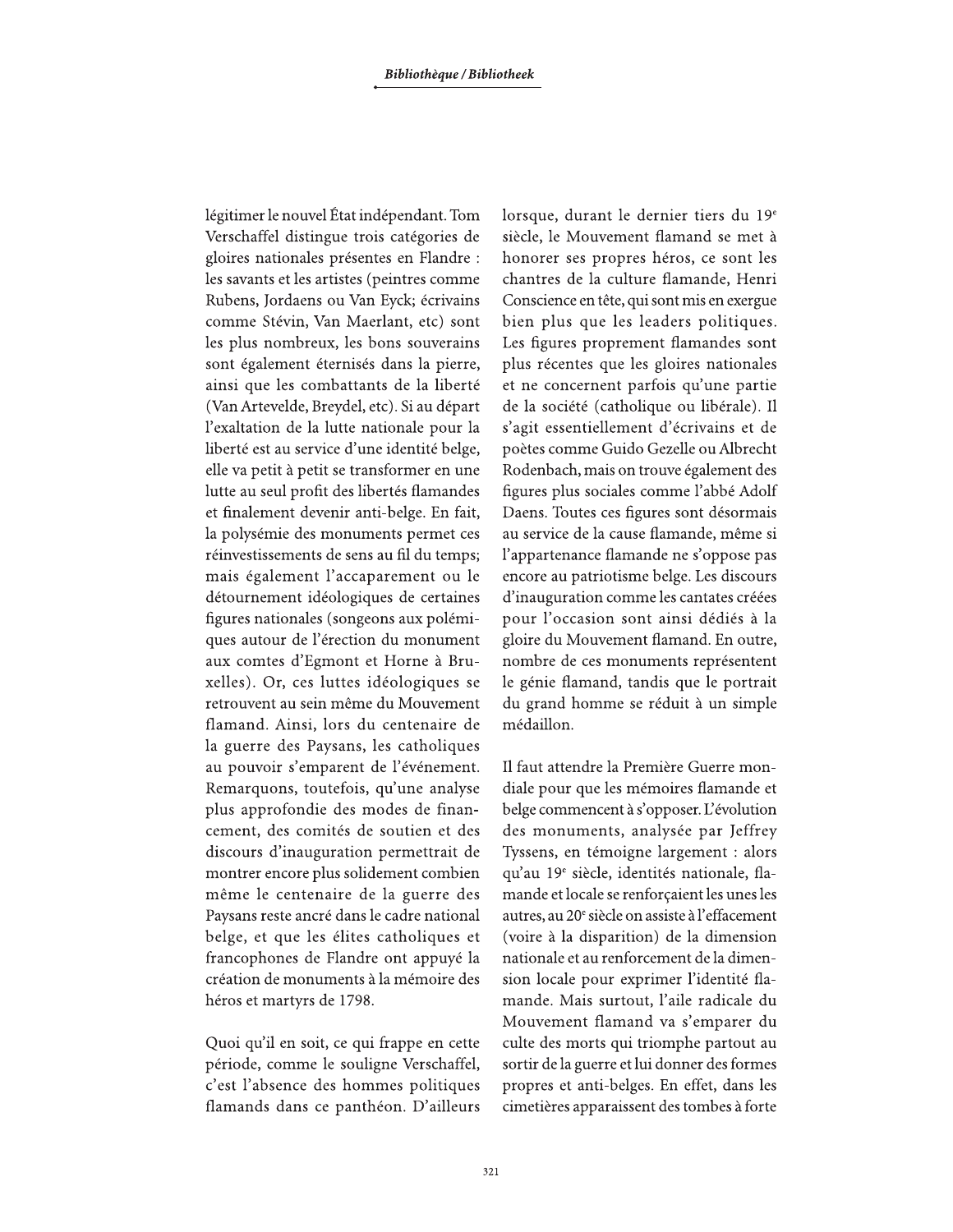légitimer le nouvel État indépendant. Tom Verschaffel distingue trois catégories de gloires nationales présentes en Flandre : les savants et les artistes (peintres comme Rubens, Jordaens ou Van Eyck; écrivains comme Stévin, Van Maerlant, etc) sont les plus nombreux, les bons souverains sont également éternisés dans la pierre, ainsi que les combattants de la liberté (Van Artevelde, Breydel, etc). Si au départ l'exaltation de la lutte nationale pour la liberté est au service d'une identité belge, elle va petit à petit se transformer en une lutte au seul profit des libertés flamandes et finalement devenir anti-belge. En fait, la polysémie des monuments permet ces réinvestissements de sens au fil du temps; mais également l'accaparement ou le détournement idéologiques de certaines figures nationales (songeons aux polémiques autour de l'érection du monument aux comtes d'Egmont et Horne à Bruxelles). Or, ces luttes idéologiques se retrouvent au sein même du Mouvement flamand. Ainsi, lors du centenaire de la guerre des Paysans, les catholiques au pouvoir s'emparent de l'événement. Remarquons, toutefois, qu'une analyse plus approfondie des modes de financement, des comités de soutien et des discours d'inauguration permettrait de montrer encore plus solidement combien même le centenaire de la guerre des Paysans reste ancré dans le cadre national belge, et que les élites catholiques et francophones de Flandre ont appuyé la création de monuments à la mémoire des héros et martyrs de 1798.

Quoi qu'il en soit, ce qui frappe en cette période, comme le souligne Verschaffel, c'est l'absence des hommes politiques flamands dans ce panthéon. D'ailleurs lorsque, durant le dernier tiers du 19e siècle, le Mouvement flamand se met à honorer ses propres héros, ce sont les chantres de la culture flamande, Henri Conscience en tête, qui sont mis en exergue bien plus que les leaders politiques. Les figures proprement flamandes sont plus récentes que les gloires nationales et ne concernent parfois qu'une partie de la société (catholique ou libérale). Il s'agit essentiellement d'écrivains et de poètes comme Guido Gezelle ou Albrecht Rodenbach, mais on trouve également des figures plus sociales comme l'abbé Adolf Daens. Toutes ces figures sont désormais au service de la cause flamande, même si l'appartenance flamande ne s'oppose pas encore au patriotisme belge. Les discours d'inauguration comme les cantates créées pour l'occasion sont ainsi dédiés à la gloire du Mouvement flamand. En outre, nombre de ces monuments représentent le génie flamand, tandis que le portrait du grand homme se réduit à un simple médaillon.

Il faut attendre la Première Guerre mondiale pour que les mémoires flamande et belge commencent à s'opposer. L'évolution des monuments, analysée par Jeffrey Tyssens, en témoigne largement : alors qu'au 19e siècle, identités nationale, flamande et locale se renforçaient les unes les autres, au 20e siècle on assiste à l'effacement (voire à la disparition) de la dimension nationale et au renforcement de la dimension locale pour exprimer l'identité flamande. Mais surtout, l'aile radicale du Mouvement flamand va s'emparer du culte des morts qui triomphe partout au sortir de la guerre et lui donner des formes propres et anti-belges. En effet, dans les cimetières apparaissent des tombes à forte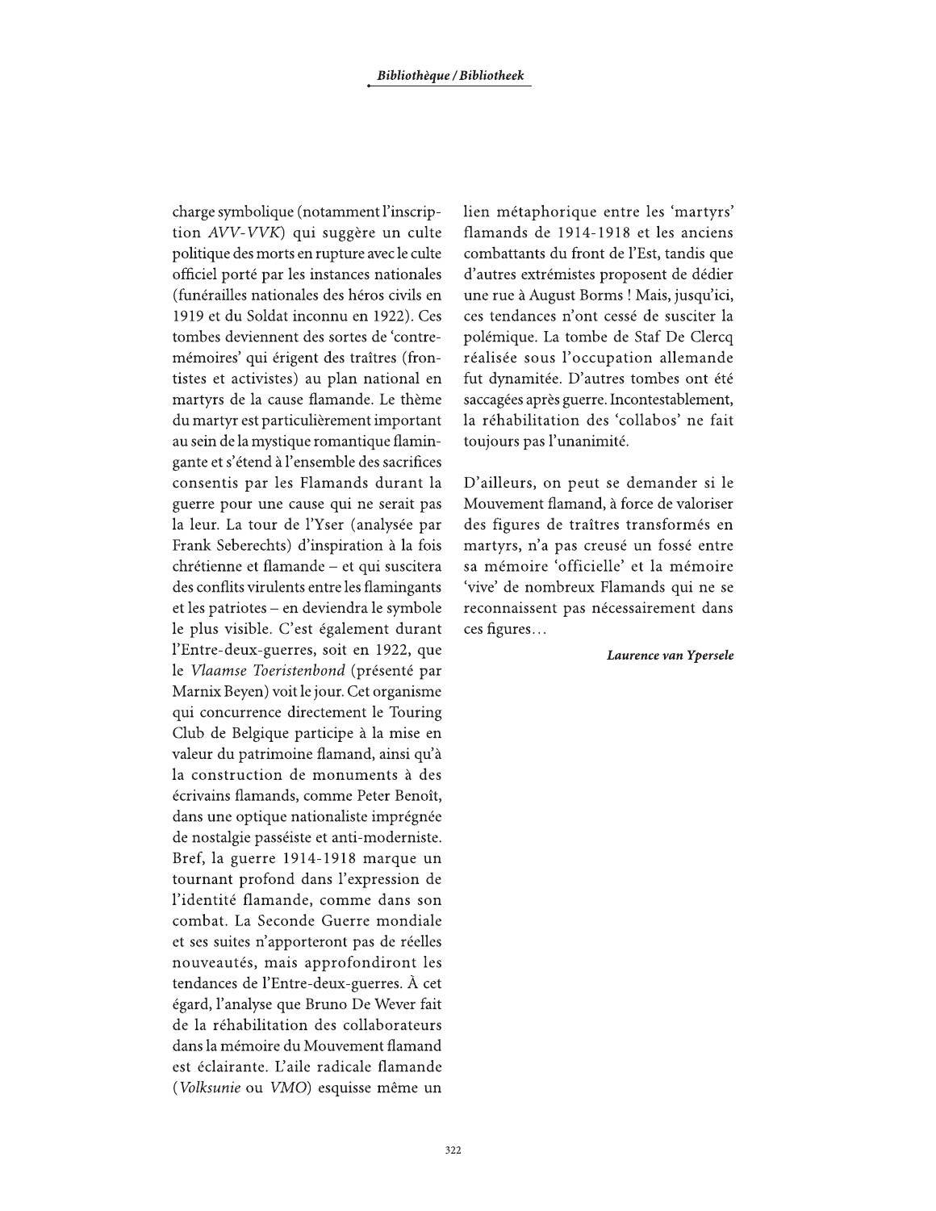charge symbolique (notamment l'inscription *AVV-VVK*) qui suggère un culte politique des morts en rupture avec le culte officiel porté par les instances nationales (funérailles nationales des héros civils en 1919 et du Soldat inconnu en 1922). Ces tombes deviennent des sortes de 'contre-mémoires' qui érigent des traîtres (frontistes et activistes) au plan national en martyrs de la cause flamande. Le thème du martyr est particulièrement important au sein de la mystique romantique flamingante et s'étend à l'ensemble des sacrifices consentis par les Flamands durant la guerre pour une cause qui ne serait pas la leur. La tour de l'Yser (analysée par Frank Seberechts) d'inspiration à la fois chrétienne et flamande – et qui suscitera des conflits virulents entre les flamingants et les patriotes – en deviendra le symbole le plus visible. C'est également durant l'Entre-deux-guerres, soit en 1922, que le *Vlaamse Toeristenbond* (présenté par Marnix Beyen) voit le jour. Cet organisme qui concurrence directement le Touring Club de Belgique participe à la mise en valeur du patrimoine flamand, ainsi qu'à la construction de monuments à des écrivains flamands, comme Peter Benoît, dans une optique nationaliste imprégnée de nostalgie passéiste et anti-moderniste. Bref, la guerre 1914-1918 marque un tournant profond dans l'expression de l'identité flamande, comme dans son combat. La Seconde Guerre mondiale et ses suites n'apporteront pas de réelles nouveautés, mais approfondiront les tendances de l'Entre-deux-guerres. À cet égard, l'analyse que Bruno De Wever fait de la réhabilitation des collaborateurs dans la mémoire du Mouvement flamand est éclairante. L'aile radicale flamande (*Volksunie* ou *VMO*) esquisse même un lien métaphorique entre les 'martyrs' flamands de 1914-1918 et les anciens combattants du front de l'Est, tandis que d'autres extrémistes proposent de dédier une rue à August Borms ! Mais, jusqu'ici, ces tendances n'ont cessé de susciter la polémique. La tombe de Staf De Clercq réalisée sous l'occupation allemande fut dynamitée. D'autres tombes ont été saccagées après guerre. Incontestablement, la réhabilitation des 'collabos' ne fait toujours pas l'unanimité.

D'ailleurs, on peut se demander si le Mouvement flamand, à force de valoriser des figures de traîtres transformés en martyrs, n'a pas creusé un fossé entre sa mémoire 'officielle' et la mémoire 'vive' de nombreux Flamands qui ne se reconnaissent pas nécessairement dans ces figures…

***Laurence van Ypersele***